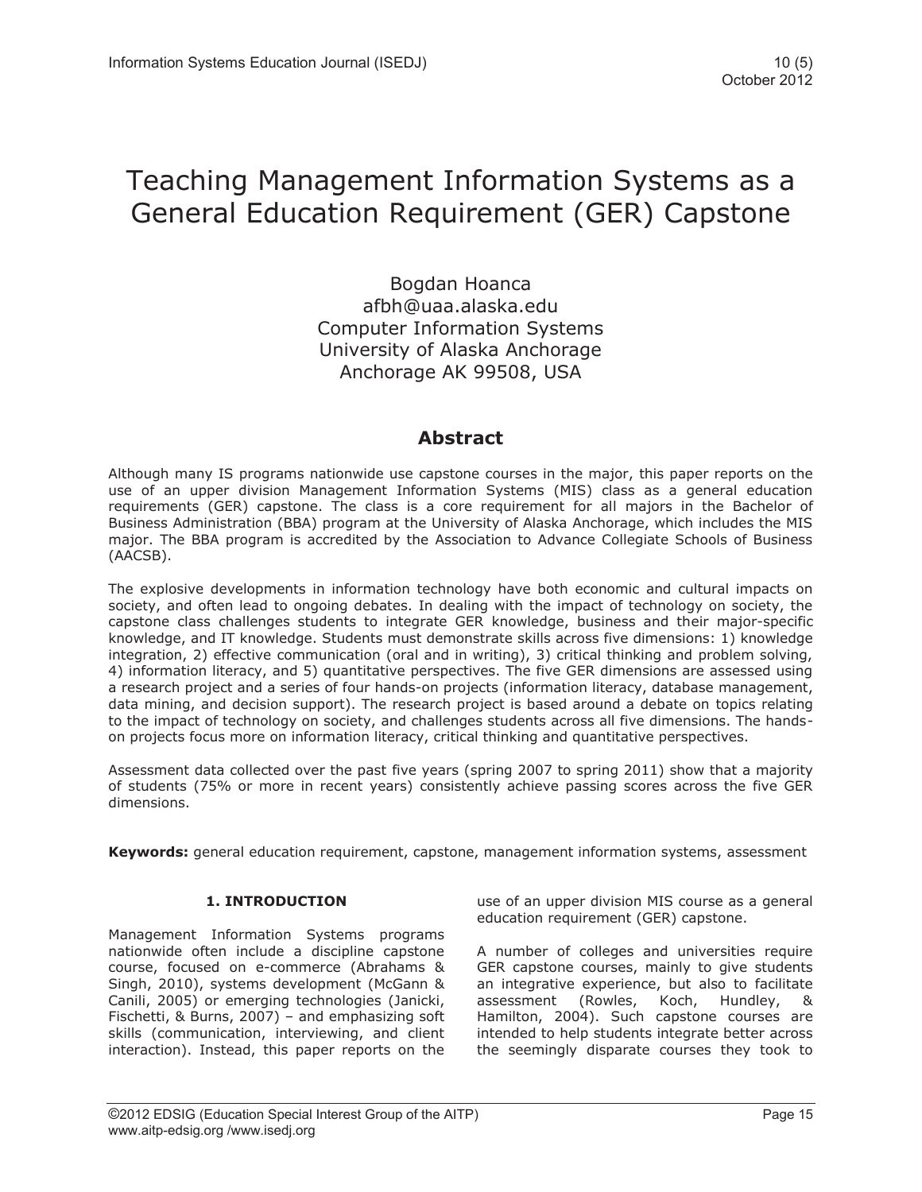# Teaching Management Information Systems as a General Education Requirement (GER) Capstone

Bogdan Hoanca
afbh@uaa.alaska.edu
Computer Information Systems
University of Alaska Anchorage
Anchorage AK 99508, USA

## Abstract

Although many IS programs nationwide use capstone courses in the major, this paper reports on the use of an upper division Management Information Systems (MIS) class as a general education requirements (GER) capstone. The class is a core requirement for all majors in the Bachelor of Business Administration (BBA) program at the University of Alaska Anchorage, which includes the MIS major. The BBA program is accredited by the Association to Advance Collegiate Schools of Business (AACSB).

The explosive developments in information technology have both economic and cultural impacts on society, and often lead to ongoing debates. In dealing with the impact of technology on society, the capstone class challenges students to integrate GER knowledge, business and their major-specific knowledge, and IT knowledge. Students must demonstrate skills across five dimensions: 1) knowledge integration, 2) effective communication (oral and in writing), 3) critical thinking and problem solving, 4) information literacy, and 5) quantitative perspectives. The five GER dimensions are assessed using a research project and a series of four hands-on projects (information literacy, database management, data mining, and decision support). The research project is based around a debate on topics relating to the impact of technology on society, and challenges students across all five dimensions. The hands-on projects focus more on information literacy, critical thinking and quantitative perspectives.

Assessment data collected over the past five years (spring 2007 to spring 2011) show that a majority of students (75% or more in recent years) consistently achieve passing scores across the five GER dimensions.

**Keywords:** general education requirement, capstone, management information systems, assessment

### 1. INTRODUCTION

Management Information Systems programs nationwide often include a discipline capstone course, focused on e-commerce (Abrahams & Singh, 2010), systems development (McGann & Canili, 2005) or emerging technologies (Janicki, Fischetti, & Burns, 2007) – and emphasizing soft skills (communication, interviewing, and client interaction). Instead, this paper reports on the use of an upper division MIS course as a general education requirement (GER) capstone.

A number of colleges and universities require GER capstone courses, mainly to give students an integrative experience, but also to facilitate assessment (Rowles, Koch, Hundley, & Hamilton, 2004). Such capstone courses are intended to help students integrate better across the seemingly disparate courses they took to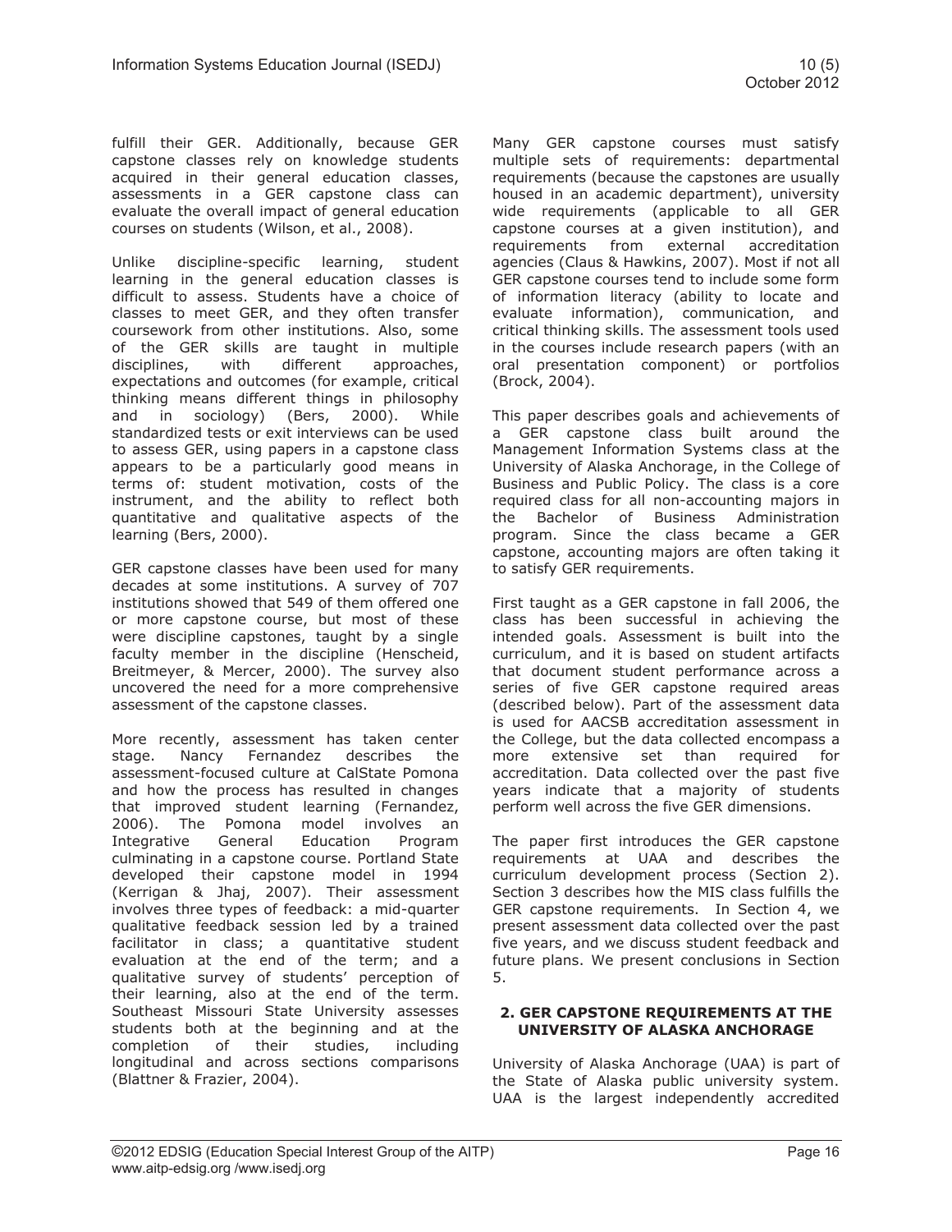fulfill their GER. Additionally, because GER capstone classes rely on knowledge students acquired in their general education classes, assessments in a GER capstone class can evaluate the overall impact of general education courses on students (Wilson, et al., 2008).

Unlike discipline-specific learning, student learning in the general education classes is difficult to assess. Students have a choice of classes to meet GER, and they often transfer coursework from other institutions. Also, some of the GER skills are taught in multiple disciplines, with different approaches, expectations and outcomes (for example, critical thinking means different things in philosophy and in sociology) (Bers, 2000). While standardized tests or exit interviews can be used to assess GER, using papers in a capstone class appears to be a particularly good means in terms of: student motivation, costs of the instrument, and the ability to reflect both quantitative and qualitative aspects of the learning (Bers, 2000).

GER capstone classes have been used for many decades at some institutions. A survey of 707 institutions showed that 549 of them offered one or more capstone course, but most of these were discipline capstones, taught by a single faculty member in the discipline (Henscheid, Breitmeyer, & Mercer, 2000). The survey also uncovered the need for a more comprehensive assessment of the capstone classes.

More recently, assessment has taken center stage. Nancy Fernandez describes the assessment-focused culture at CalState Pomona and how the process has resulted in changes that improved student learning (Fernandez, 2006). The Pomona model involves an Integrative General Education Program culminating in a capstone course. Portland State developed their capstone model in 1994 (Kerrigan & Jhaj, 2007). Their assessment involves three types of feedback: a mid-quarter qualitative feedback session led by a trained facilitator in class; a quantitative student evaluation at the end of the term; and a qualitative survey of students' perception of their learning, also at the end of the term. Southeast Missouri State University assesses students both at the beginning and at the completion of their studies, including longitudinal and across sections comparisons (Blattner & Frazier, 2004).

Many GER capstone courses must satisfy multiple sets of requirements: departmental requirements (because the capstones are usually housed in an academic department), university wide requirements (applicable to all GER capstone courses at a given institution), and requirements from external accreditation agencies (Claus & Hawkins, 2007). Most if not all GER capstone courses tend to include some form of information literacy (ability to locate and evaluate information), communication, and critical thinking skills. The assessment tools used in the courses include research papers (with an oral presentation component) or portfolios (Brock, 2004).

This paper describes goals and achievements of a GER capstone class built around the Management Information Systems class at the University of Alaska Anchorage, in the College of Business and Public Policy. The class is a core required class for all non-accounting majors in the Bachelor of Business Administration program. Since the class became a GER capstone, accounting majors are often taking it to satisfy GER requirements.

First taught as a GER capstone in fall 2006, the class has been successful in achieving the intended goals. Assessment is built into the curriculum, and it is based on student artifacts that document student performance across a series of five GER capstone required areas (described below). Part of the assessment data is used for AACSB accreditation assessment in the College, but the data collected encompass a more extensive set than required for accreditation. Data collected over the past five years indicate that a majority of students perform well across the five GER dimensions.

The paper first introduces the GER capstone requirements at UAA and describes the curriculum development process (Section 2). Section 3 describes how the MIS class fulfills the GER capstone requirements. In Section 4, we present assessment data collected over the past five years, and we discuss student feedback and future plans. We present conclusions in Section 5.

## 2. GER CAPSTONE REQUIREMENTS AT THE UNIVERSITY OF ALASKA ANCHORAGE

University of Alaska Anchorage (UAA) is part of the State of Alaska public university system. UAA is the largest independently accredited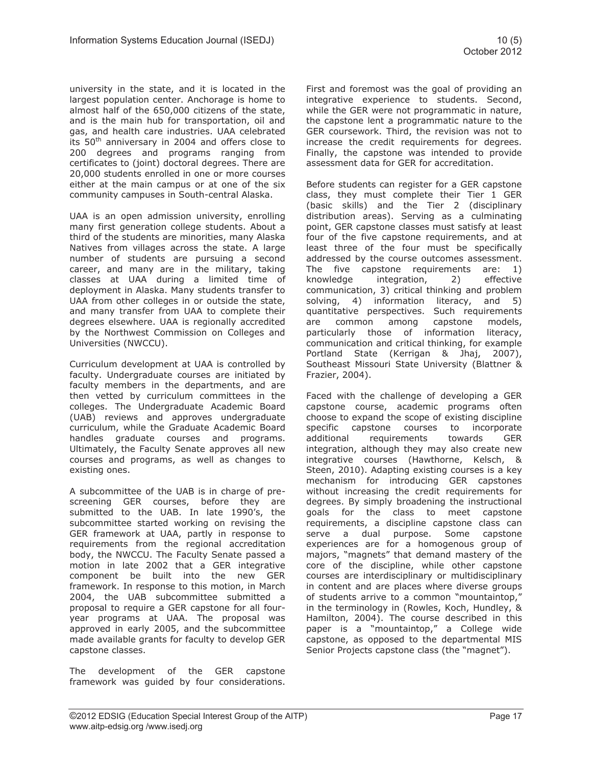university in the state, and it is located in the largest population center. Anchorage is home to almost half of the 650,000 citizens of the state, and is the main hub for transportation, oil and gas, and health care industries. UAA celebrated its 50th anniversary in 2004 and offers close to 200 degrees and programs ranging from certificates to (joint) doctoral degrees. There are 20,000 students enrolled in one or more courses either at the main campus or at one of the six community campuses in South-central Alaska.

UAA is an open admission university, enrolling many first generation college students. About a third of the students are minorities, many Alaska Natives from villages across the state. A large number of students are pursuing a second career, and many are in the military, taking classes at UAA during a limited time of deployment in Alaska. Many students transfer to UAA from other colleges in or outside the state, and many transfer from UAA to complete their degrees elsewhere. UAA is regionally accredited by the Northwest Commission on Colleges and Universities (NWCCU).

Curriculum development at UAA is controlled by faculty. Undergraduate courses are initiated by faculty members in the departments, and are then vetted by curriculum committees in the colleges. The Undergraduate Academic Board (UAB) reviews and approves undergraduate curriculum, while the Graduate Academic Board handles graduate courses and programs. Ultimately, the Faculty Senate approves all new courses and programs, as well as changes to existing ones.

A subcommittee of the UAB is in charge of pre-screening GER courses, before they are submitted to the UAB. In late 1990's, the subcommittee started working on revising the GER framework at UAA, partly in response to requirements from the regional accreditation body, the NWCCU. The Faculty Senate passed a motion in late 2002 that a GER integrative component be built into the new GER framework. In response to this motion, in March 2004, the UAB subcommittee submitted a proposal to require a GER capstone for all four-year programs at UAA. The proposal was approved in early 2005, and the subcommittee made available grants for faculty to develop GER capstone classes.

The development of the GER capstone framework was guided by four considerations. First and foremost was the goal of providing an integrative experience to students. Second, while the GER were not programmatic in nature, the capstone lent a programmatic nature to the GER coursework. Third, the revision was not to increase the credit requirements for degrees. Finally, the capstone was intended to provide assessment data for GER for accreditation.

Before students can register for a GER capstone class, they must complete their Tier 1 GER (basic skills) and the Tier 2 (disciplinary distribution areas). Serving as a culminating point, GER capstone classes must satisfy at least four of the five capstone requirements, and at least three of the four must be specifically addressed by the course outcomes assessment. The five capstone requirements are: 1) knowledge integration, 2) effective communication, 3) critical thinking and problem solving, 4) information literacy, and 5) quantitative perspectives. Such requirements are common among capstone models, particularly those of information literacy, communication and critical thinking, for example Portland State (Kerrigan & Jhaj, 2007), Southeast Missouri State University (Blattner & Frazier, 2004).

Faced with the challenge of developing a GER capstone course, academic programs often choose to expand the scope of existing discipline specific capstone courses to incorporate additional requirements towards GER integration, although they may also create new integrative courses (Hawthorne, Kelsch, & Steen, 2010). Adapting existing courses is a key mechanism for introducing GER capstones without increasing the credit requirements for degrees. By simply broadening the instructional goals for the class to meet capstone requirements, a discipline capstone class can serve a dual purpose. Some capstone experiences are for a homogenous group of majors, "magnets" that demand mastery of the core of the discipline, while other capstone courses are interdisciplinary or multidisciplinary in content and are places where diverse groups of students arrive to a common "mountaintop," in the terminology in (Rowles, Koch, Hundley, & Hamilton, 2004). The course described in this paper is a "mountaintop," a College wide capstone, as opposed to the departmental MIS Senior Projects capstone class (the "magnet").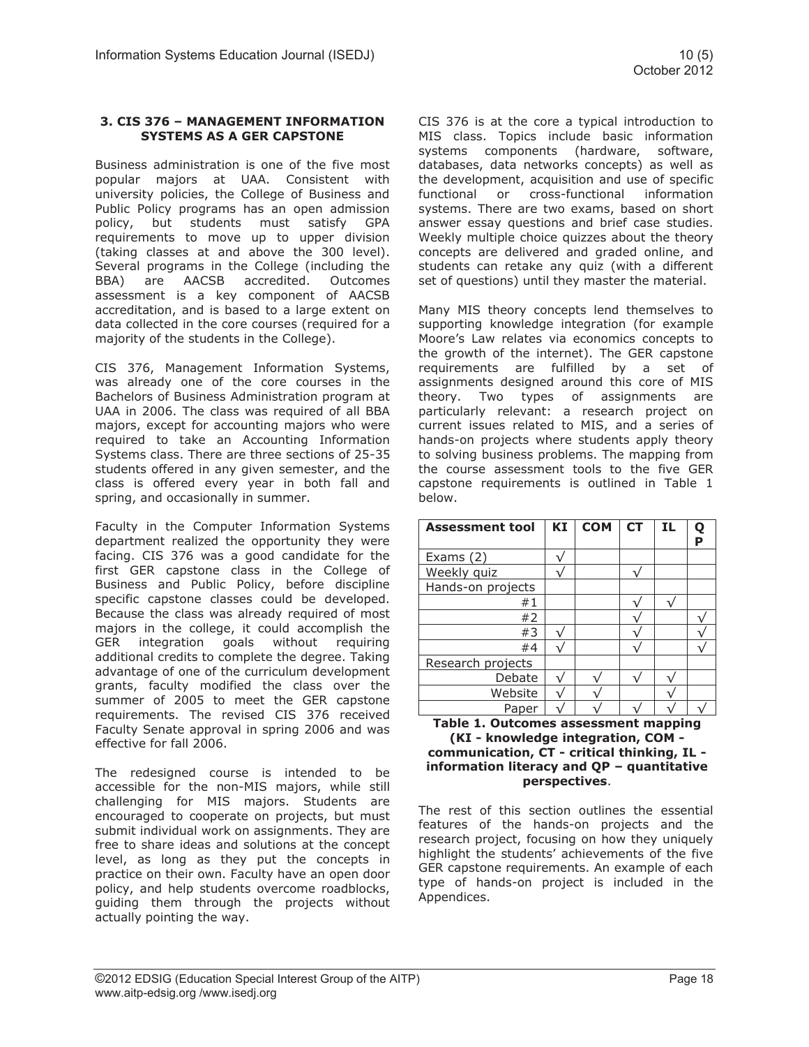### 3. CIS 376 – MANAGEMENT INFORMATION SYSTEMS AS A GER CAPSTONE

Business administration is one of the five most popular majors at UAA. Consistent with university policies, the College of Business and Public Policy programs has an open admission policy, but students must satisfy GPA requirements to move up to upper division (taking classes at and above the 300 level). Several programs in the College (including the BBA) are AACSB accredited. Outcomes assessment is a key component of AACSB accreditation, and is based to a large extent on data collected in the core courses (required for a majority of the students in the College).

CIS 376, Management Information Systems, was already one of the core courses in the Bachelors of Business Administration program at UAA in 2006. The class was required of all BBA majors, except for accounting majors who were required to take an Accounting Information Systems class. There are three sections of 25-35 students offered in any given semester, and the class is offered every year in both fall and spring, and occasionally in summer.

Faculty in the Computer Information Systems department realized the opportunity they were facing. CIS 376 was a good candidate for the first GER capstone class in the College of Business and Public Policy, before discipline specific capstone classes could be developed. Because the class was already required of most majors in the college, it could accomplish the GER integration goals without requiring additional credits to complete the degree. Taking advantage of one of the curriculum development grants, faculty modified the class over the summer of 2005 to meet the GER capstone requirements. The revised CIS 376 received Faculty Senate approval in spring 2006 and was effective for fall 2006.

The redesigned course is intended to be accessible for the non-MIS majors, while still challenging for MIS majors. Students are encouraged to cooperate on projects, but must submit individual work on assignments. They are free to share ideas and solutions at the concept level, as long as they put the concepts in practice on their own. Faculty have an open door policy, and help students overcome roadblocks, guiding them through the projects without actually pointing the way.

CIS 376 is at the core a typical introduction to MIS class. Topics include basic information systems components (hardware, software, databases, data networks concepts) as well as the development, acquisition and use of specific functional or cross-functional information systems. There are two exams, based on short answer essay questions and brief case studies. Weekly multiple choice quizzes about the theory concepts are delivered and graded online, and students can retake any quiz (with a different set of questions) until they master the material.

Many MIS theory concepts lend themselves to supporting knowledge integration (for example Moore's Law relates via economics concepts to the growth of the internet). The GER capstone requirements are fulfilled by a set of assignments designed around this core of MIS theory. Two types of assignments are particularly relevant: a research project on current issues related to MIS, and a series of hands-on projects where students apply theory to solving business problems. The mapping from the course assessment tools to the five GER capstone requirements is outlined in Table 1 below.

| Assessment tool | KI | COM | CT | IL | QP |
|---|---|---|---|---|---|
| Exams (2) | √ | | | | |
| Weekly quiz | √ | | √ | | |
| Hands-on projects | | | | | |
| #1 | | | √ | √ | |
| #2 | | | √ | | √ |
| #3 | √ | | √ | | √ |
| #4 | √ | | √ | | √ |
| Research projects | | | | | |
| Debate | √ | √ | √ | √ | |
| Website | √ | √ | | √ | |
| Paper | √ | √ | √ | √ | √ |

**Table 1. Outcomes assessment mapping (KI - knowledge integration, COM - communication, CT - critical thinking, IL - information literacy and QP – quantitative perspectives**.

The rest of this section outlines the essential features of the hands-on projects and the research project, focusing on how they uniquely highlight the students' achievements of the five GER capstone requirements. An example of each type of hands-on project is included in the Appendices.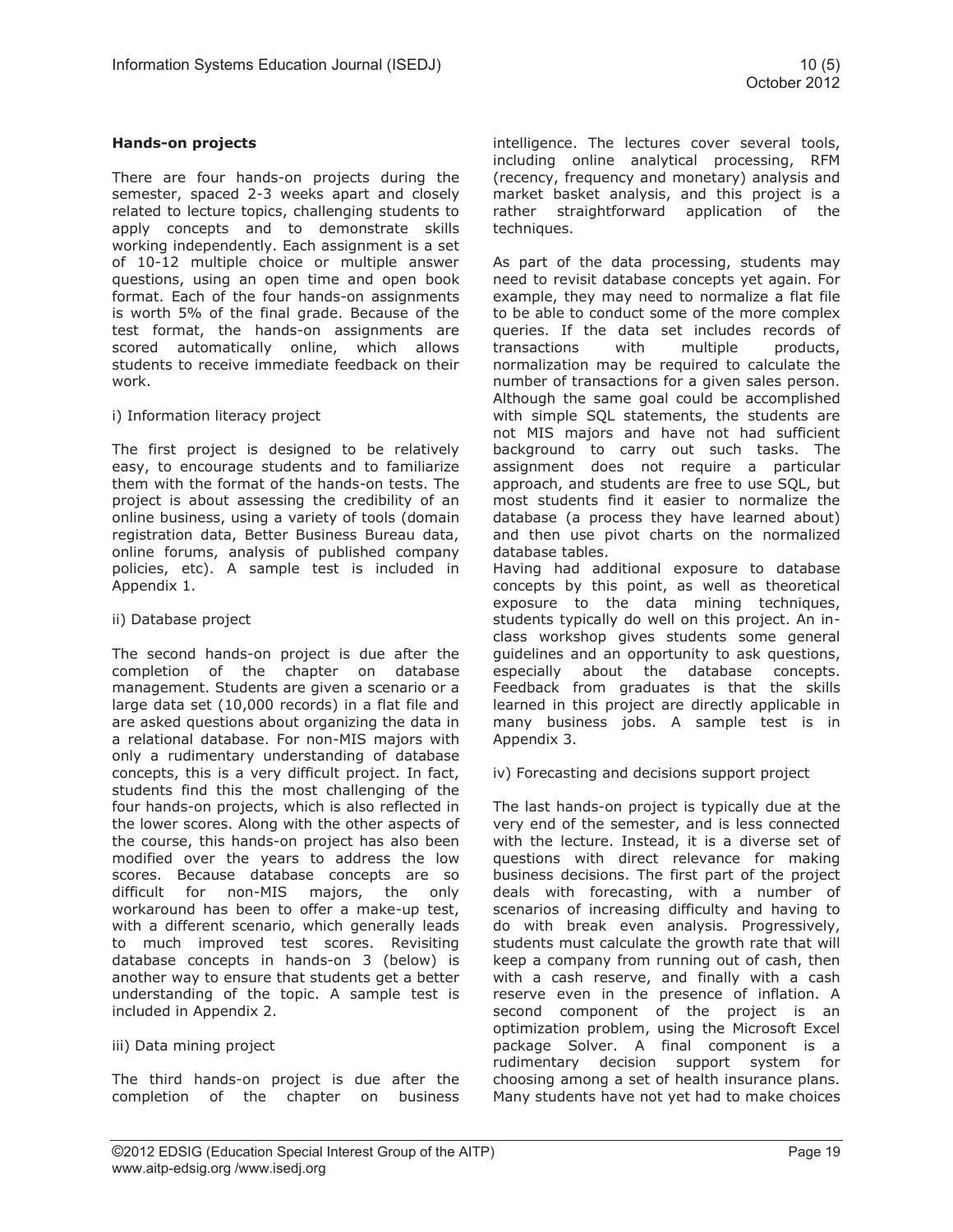**Hands-on projects**

There are four hands-on projects during the semester, spaced 2-3 weeks apart and closely related to lecture topics, challenging students to apply concepts and to demonstrate skills working independently. Each assignment is a set of 10-12 multiple choice or multiple answer questions, using an open time and open book format. Each of the four hands-on assignments is worth 5% of the final grade. Because of the test format, the hands-on assignments are scored automatically online, which allows students to receive immediate feedback on their work.

i) Information literacy project

The first project is designed to be relatively easy, to encourage students and to familiarize them with the format of the hands-on tests. The project is about assessing the credibility of an online business, using a variety of tools (domain registration data, Better Business Bureau data, online forums, analysis of published company policies, etc). A sample test is included in Appendix 1.

ii) Database project

The second hands-on project is due after the completion of the chapter on database management. Students are given a scenario or a large data set (10,000 records) in a flat file and are asked questions about organizing the data in a relational database. For non-MIS majors with only a rudimentary understanding of database concepts, this is a very difficult project. In fact, students find this the most challenging of the four hands-on projects, which is also reflected in the lower scores. Along with the other aspects of the course, this hands-on project has also been modified over the years to address the low scores. Because database concepts are so difficult for non-MIS majors, the only workaround has been to offer a make-up test, with a different scenario, which generally leads to much improved test scores. Revisiting database concepts in hands-on 3 (below) is another way to ensure that students get a better understanding of the topic. A sample test is included in Appendix 2.

iii) Data mining project

The third hands-on project is due after the completion of the chapter on business intelligence. The lectures cover several tools, including online analytical processing, RFM (recency, frequency and monetary) analysis and market basket analysis, and this project is a rather straightforward application of the techniques.

As part of the data processing, students may need to revisit database concepts yet again. For example, they may need to normalize a flat file to be able to conduct some of the more complex queries. If the data set includes records of transactions with multiple products, normalization may be required to calculate the number of transactions for a given sales person. Although the same goal could be accomplished with simple SQL statements, the students are not MIS majors and have not had sufficient background to carry out such tasks. The assignment does not require a particular approach, and students are free to use SQL, but most students find it easier to normalize the database (a process they have learned about) and then use pivot charts on the normalized database tables.

Having had additional exposure to database concepts by this point, as well as theoretical exposure to the data mining techniques, students typically do well on this project. An in-class workshop gives students some general guidelines and an opportunity to ask questions, especially about the database concepts. Feedback from graduates is that the skills learned in this project are directly applicable in many business jobs. A sample test is in Appendix 3.

iv) Forecasting and decisions support project

The last hands-on project is typically due at the very end of the semester, and is less connected with the lecture. Instead, it is a diverse set of questions with direct relevance for making business decisions. The first part of the project deals with forecasting, with a number of scenarios of increasing difficulty and having to do with break even analysis. Progressively, students must calculate the growth rate that will keep a company from running out of cash, then with a cash reserve, and finally with a cash reserve even in the presence of inflation. A second component of the project is an optimization problem, using the Microsoft Excel package Solver. A final component is a rudimentary decision support system for choosing among a set of health insurance plans. Many students have not yet had to make choices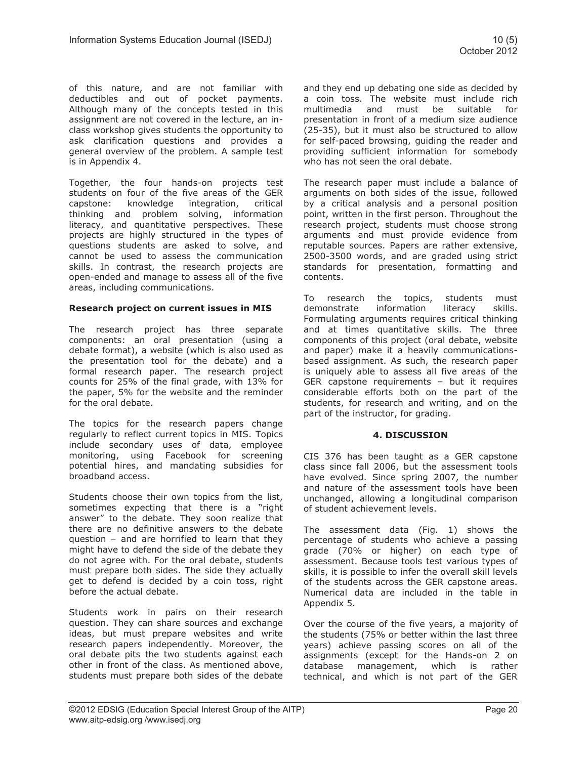of this nature, and are not familiar with deductibles and out of pocket payments. Although many of the concepts tested in this assignment are not covered in the lecture, an in-class workshop gives students the opportunity to ask clarification questions and provides a general overview of the problem. A sample test is in Appendix 4.

Together, the four hands-on projects test students on four of the five areas of the GER capstone: knowledge integration, critical thinking and problem solving, information literacy, and quantitative perspectives. These projects are highly structured in the types of questions students are asked to solve, and cannot be used to assess the communication skills. In contrast, the research projects are open-ended and manage to assess all of the five areas, including communications.

**Research project on current issues in MIS**

The research project has three separate components: an oral presentation (using a debate format), a website (which is also used as the presentation tool for the debate) and a formal research paper. The research project counts for 25% of the final grade, with 13% for the paper, 5% for the website and the reminder for the oral debate.

The topics for the research papers change regularly to reflect current topics in MIS. Topics include secondary uses of data, employee monitoring, using Facebook for screening potential hires, and mandating subsidies for broadband access.

Students choose their own topics from the list, sometimes expecting that there is a "right answer" to the debate. They soon realize that there are no definitive answers to the debate question – and are horrified to learn that they might have to defend the side of the debate they do not agree with. For the oral debate, students must prepare both sides. The side they actually get to defend is decided by a coin toss, right before the actual debate.

Students work in pairs on their research question. They can share sources and exchange ideas, but must prepare websites and write research papers independently. Moreover, the oral debate pits the two students against each other in front of the class. As mentioned above, students must prepare both sides of the debate and they end up debating one side as decided by a coin toss. The website must include rich multimedia and must be suitable for presentation in front of a medium size audience (25-35), but it must also be structured to allow for self-paced browsing, guiding the reader and providing sufficient information for somebody who has not seen the oral debate.

The research paper must include a balance of arguments on both sides of the issue, followed by a critical analysis and a personal position point, written in the first person. Throughout the research project, students must choose strong arguments and must provide evidence from reputable sources. Papers are rather extensive, 2500-3500 words, and are graded using strict standards for presentation, formatting and contents.

To research the topics, students must demonstrate information literacy skills. Formulating arguments requires critical thinking and at times quantitative skills. The three components of this project (oral debate, website and paper) make it a heavily communications-based assignment. As such, the research paper is uniquely able to assess all five areas of the GER capstone requirements – but it requires considerable efforts both on the part of the students, for research and writing, and on the part of the instructor, for grading.

## 4. DISCUSSION

CIS 376 has been taught as a GER capstone class since fall 2006, but the assessment tools have evolved. Since spring 2007, the number and nature of the assessment tools have been unchanged, allowing a longitudinal comparison of student achievement levels.

The assessment data (Fig. 1) shows the percentage of students who achieve a passing grade (70% or higher) on each type of assessment. Because tools test various types of skills, it is possible to infer the overall skill levels of the students across the GER capstone areas. Numerical data are included in the table in Appendix 5.

Over the course of the five years, a majority of the students (75% or better within the last three years) achieve passing scores on all of the assignments (except for the Hands-on 2 on database management, which is rather technical, and which is not part of the GER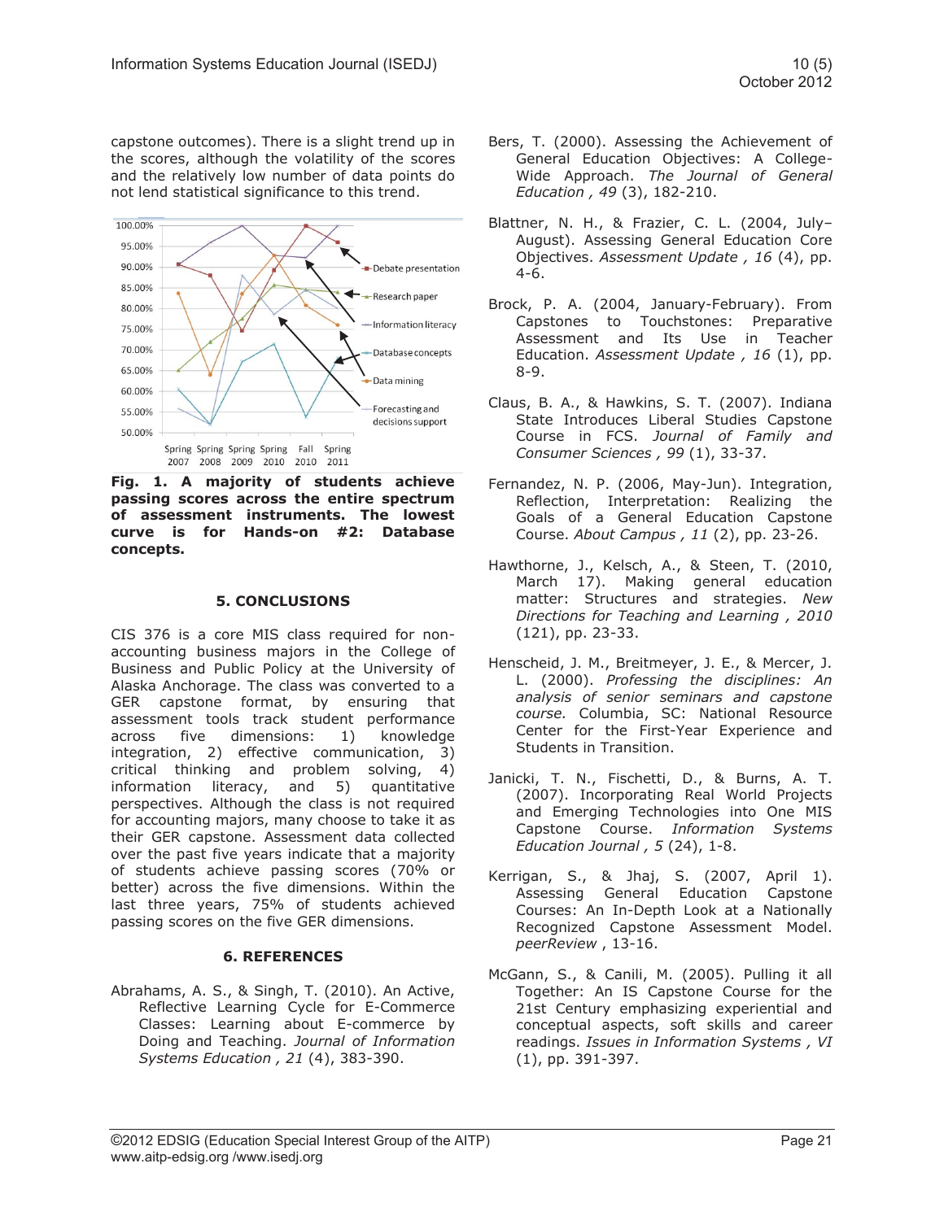capstone outcomes). There is a slight trend up in the scores, although the volatility of the scores and the relatively low number of data points do not lend statistical significance to this trend.

**Fig. 1. A majority of students achieve passing scores across the entire spectrum of assessment instruments. The lowest curve is for Hands-on #2: Database concepts.**

## 5. CONCLUSIONS

CIS 376 is a core MIS class required for non-accounting business majors in the College of Business and Public Policy at the University of Alaska Anchorage. The class was converted to a GER capstone format, by ensuring that assessment tools track student performance across five dimensions: 1) knowledge integration, 2) effective communication, 3) critical thinking and problem solving, 4) information literacy, and 5) quantitative perspectives. Although the class is not required for accounting majors, many choose to take it as their GER capstone. Assessment data collected over the past five years indicate that a majority of students achieve passing scores (70% or better) across the five dimensions. Within the last three years, 75% of students achieved passing scores on the five GER dimensions.

## 6. REFERENCES

Abrahams, A. S., & Singh, T. (2010). An Active, Reflective Learning Cycle for E-Commerce Classes: Learning about E-commerce by Doing and Teaching. *Journal of Information Systems Education , 21* (4), 383-390.

Bers, T. (2000). Assessing the Achievement of General Education Objectives: A College-Wide Approach. *The Journal of General Education , 49* (3), 182-210.

Blattner, N. H., & Frazier, C. L. (2004, July–August). Assessing General Education Core Objectives. *Assessment Update , 16* (4), pp. 4-6.

Brock, P. A. (2004, January-February). From Capstones to Touchstones: Preparative Assessment and Its Use in Teacher Education. *Assessment Update , 16* (1), pp. 8-9.

Claus, B. A., & Hawkins, S. T. (2007). Indiana State Introduces Liberal Studies Capstone Course in FCS. *Journal of Family and Consumer Sciences , 99* (1), 33-37.

Fernandez, N. P. (2006, May-Jun). Integration, Reflection, Interpretation: Realizing the Goals of a General Education Capstone Course. *About Campus , 11* (2), pp. 23-26.

Hawthorne, J., Kelsch, A., & Steen, T. (2010, March 17). Making general education matter: Structures and strategies. *New Directions for Teaching and Learning , 2010* (121), pp. 23-33.

Henscheid, J. M., Breitmeyer, J. E., & Mercer, J. L. (2000). *Professing the disciplines: An analysis of senior seminars and capstone course.* Columbia, SC: National Resource Center for the First-Year Experience and Students in Transition.

Janicki, T. N., Fischetti, D., & Burns, A. T. (2007). Incorporating Real World Projects and Emerging Technologies into One MIS Capstone Course. *Information Systems Education Journal , 5* (24), 1-8.

Kerrigan, S., & Jhaj, S. (2007, April 1). Assessing General Education Capstone Courses: An In-Depth Look at a Nationally Recognized Capstone Assessment Model. *peerReview* , 13-16.

McGann, S., & Canili, M. (2005). Pulling it all Together: An IS Capstone Course for the 21st Century emphasizing experiential and conceptual aspects, soft skills and career readings. *Issues in Information Systems , VI* (1), pp. 391-397.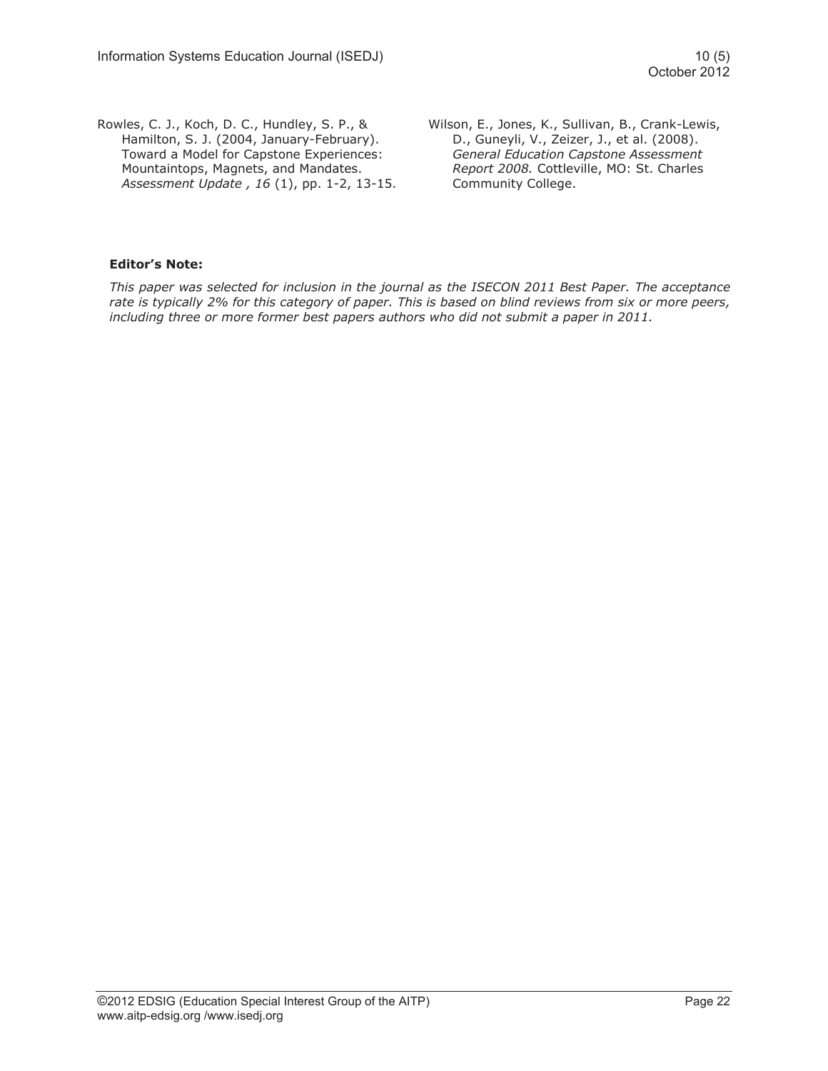Rowles, C. J., Koch, D. C., Hundley, S. P., & Hamilton, S. J. (2004, January-February). Toward a Model for Capstone Experiences: Mountaintops, Magnets, and Mandates. *Assessment Update , 16* (1), pp. 1-2, 13-15.

Wilson, E., Jones, K., Sullivan, B., Crank-Lewis, D., Guneyli, V., Zeizer, J., et al. (2008). *General Education Capstone Assessment Report 2008.* Cottleville, MO: St. Charles Community College.

**Editor's Note:**

*This paper was selected for inclusion in the journal as the ISECON 2011 Best Paper. The acceptance rate is typically 2% for this category of paper. This is based on blind reviews from six or more peers, including three or more former best papers authors who did not submit a paper in 2011.*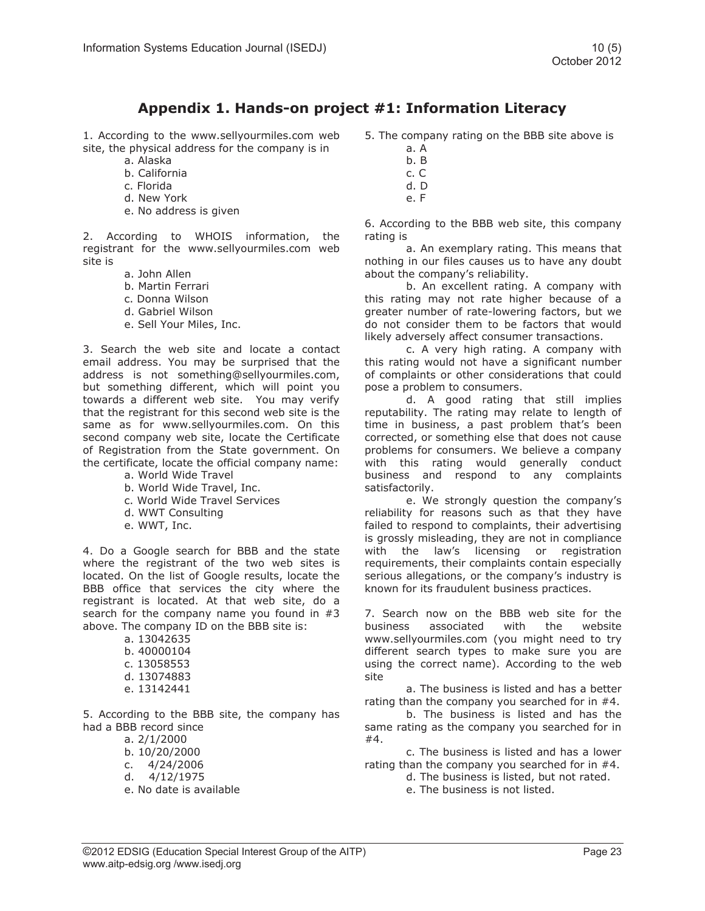## Appendix 1. Hands-on project #1: Information Literacy

1. According to the www.sellyourmiles.com web site, the physical address for the company is in

   a. Alaska
   b. California
   c. Florida
   d. New York
   e. No address is given

2. According to WHOIS information, the registrant for the www.sellyourmiles.com web site is

   a. John Allen
   b. Martin Ferrari
   c. Donna Wilson
   d. Gabriel Wilson
   e. Sell Your Miles, Inc.

3. Search the web site and locate a contact email address. You may be surprised that the address is not something@sellyourmiles.com, but something different, which will point you towards a different web site. You may verify that the registrant for this second web site is the same as for www.sellyourmiles.com. On this second company web site, locate the Certificate of Registration from the State government. On the certificate, locate the official company name:

   a. World Wide Travel
   b. World Wide Travel, Inc.
   c. World Wide Travel Services
   d. WWT Consulting
   e. WWT, Inc.

4. Do a Google search for BBB and the state where the registrant of the two web sites is located. On the list of Google results, locate the BBB office that services the city where the registrant is located. At that web site, do a search for the company name you found in #3 above. The company ID on the BBB site is:

   a. 13042635
   b. 40000104
   c. 13058553
   d. 13074883
   e. 13142441

5. According to the BBB site, the company has had a BBB record since

   a. 2/1/2000
   b. 10/20/2000
   c. 4/24/2006
   d. 4/12/1975
   e. No date is available

5. The company rating on the BBB site above is

   a. A
   b. B
   c. C
   d. D
   e. F

6. According to the BBB web site, this company rating is

   a. An exemplary rating. This means that nothing in our files causes us to have any doubt about the company's reliability.

   b. An excellent rating. A company with this rating may not rate higher because of a greater number of rate-lowering factors, but we do not consider them to be factors that would likely adversely affect consumer transactions.

   c. A very high rating. A company with this rating would not have a significant number of complaints or other considerations that could pose a problem to consumers.

   d. A good rating that still implies reputability. The rating may relate to length of time in business, a past problem that's been corrected, or something else that does not cause problems for consumers. We believe a company with this rating would generally conduct business and respond to any complaints satisfactorily.

   e. We strongly question the company's reliability for reasons such as that they have failed to respond to complaints, their advertising is grossly misleading, they are not in compliance with the law's licensing or registration requirements, their complaints contain especially serious allegations, or the company's industry is known for its fraudulent business practices.

7. Search now on the BBB web site for the business associated with the website www.sellyourmiles.com (you might need to try different search types to make sure you are using the correct name). According to the web site

   a. The business is listed and has a better rating than the company you searched for in #4.

   b. The business is listed and has the same rating as the company you searched for in #4.

   c. The business is listed and has a lower rating than the company you searched for in #4.

   d. The business is listed, but not rated.

   e. The business is not listed.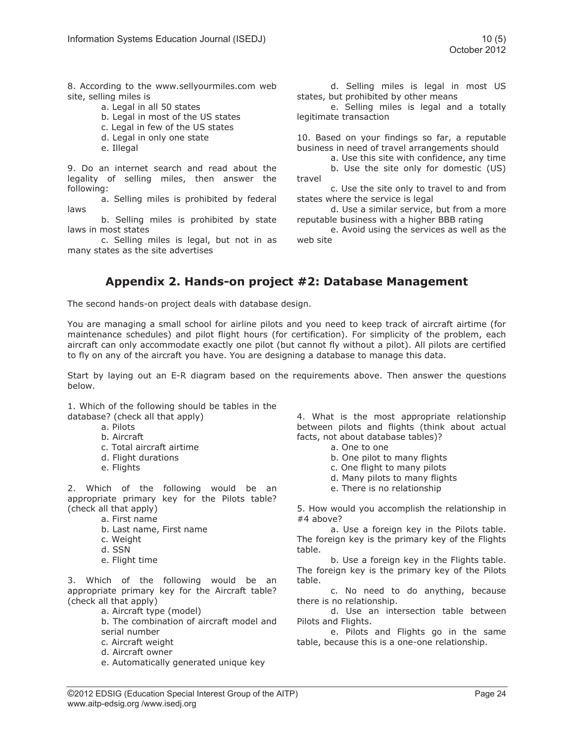8. According to the www.sellyourmiles.com web site, selling miles is

a. Legal in all 50 states
b. Legal in most of the US states
c. Legal in few of the US states
d. Legal in only one state
e. Illegal

9. Do an internet search and read about the legality of selling miles, then answer the following:

a. Selling miles is prohibited by federal laws
b. Selling miles is prohibited by state laws in most states
c. Selling miles is legal, but not in as many states as the site advertises
d. Selling miles is legal in most US states, but prohibited by other means
e. Selling miles is legal and a totally legitimate transaction

10. Based on your findings so far, a reputable business in need of travel arrangements should

a. Use this site with confidence, any time
b. Use the site only for domestic (US) travel
c. Use the site only to travel to and from states where the service is legal
d. Use a similar service, but from a more reputable business with a higher BBB rating
e. Avoid using the services as well as the web site

## Appendix 2. Hands-on project #2: Database Management

The second hands-on project deals with database design.

You are managing a small school for airline pilots and you need to keep track of aircraft airtime (for maintenance schedules) and pilot flight hours (for certification). For simplicity of the problem, each aircraft can only accommodate exactly one pilot (but cannot fly without a pilot). All pilots are certified to fly on any of the aircraft you have. You are designing a database to manage this data.

Start by laying out an E-R diagram based on the requirements above. Then answer the questions below.

1. Which of the following should be tables in the database? (check all that apply)

a. Pilots
b. Aircraft
c. Total aircraft airtime
d. Flight durations
e. Flights

2. Which of the following would be an appropriate primary key for the Pilots table? (check all that apply)

a. First name
b. Last name, First name
c. Weight
d. SSN
e. Flight time

3. Which of the following would be an appropriate primary key for the Aircraft table? (check all that apply)

a. Aircraft type (model)
b. The combination of aircraft model and serial number
c. Aircraft weight
d. Aircraft owner
e. Automatically generated unique key

4. What is the most appropriate relationship between pilots and flights (think about actual facts, not about database tables)?

a. One to one
b. One pilot to many flights
c. One flight to many pilots
d. Many pilots to many flights
e. There is no relationship

5. How would you accomplish the relationship in #4 above?

a. Use a foreign key in the Pilots table. The foreign key is the primary key of the Flights table.
b. Use a foreign key in the Flights table. The foreign key is the primary key of the Pilots table.
c. No need to do anything, because there is no relationship.
d. Use an intersection table between Pilots and Flights.
e. Pilots and Flights go in the same table, because this is a one-one relationship.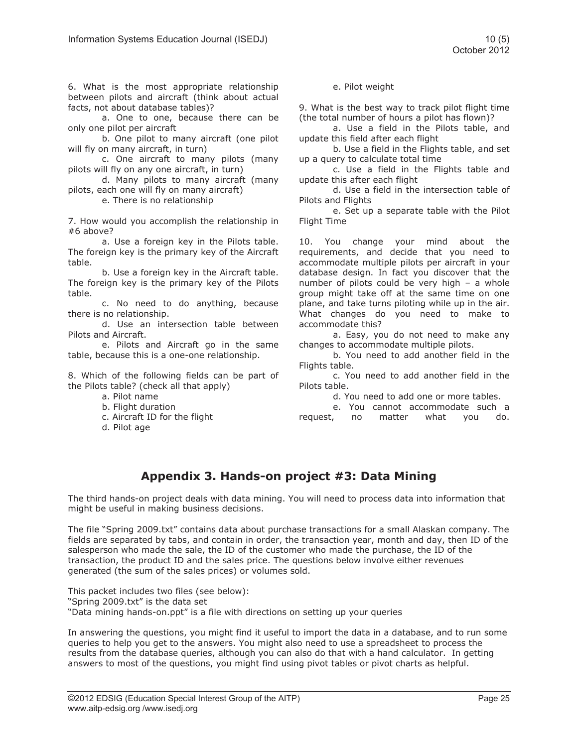6. What is the most appropriate relationship between pilots and aircraft (think about actual facts, not about database tables)?

a. One to one, because there can be only one pilot per aircraft

b. One pilot to many aircraft (one pilot will fly on many aircraft, in turn)

c. One aircraft to many pilots (many pilots will fly on any one aircraft, in turn)

d. Many pilots to many aircraft (many pilots, each one will fly on many aircraft)

e. There is no relationship

7. How would you accomplish the relationship in #6 above?

a. Use a foreign key in the Pilots table. The foreign key is the primary key of the Aircraft table.

b. Use a foreign key in the Aircraft table. The foreign key is the primary key of the Pilots table.

c. No need to do anything, because there is no relationship.

d. Use an intersection table between Pilots and Aircraft.

e. Pilots and Aircraft go in the same table, because this is a one-one relationship.

8. Which of the following fields can be part of the Pilots table? (check all that apply)

a. Pilot name

b. Flight duration

c. Aircraft ID for the flight

d. Pilot age

e. Pilot weight

9. What is the best way to track pilot flight time (the total number of hours a pilot has flown)?

a. Use a field in the Pilots table, and update this field after each flight

b. Use a field in the Flights table, and set up a query to calculate total time

c. Use a field in the Flights table and update this after each flight

d. Use a field in the intersection table of Pilots and Flights

e. Set up a separate table with the Pilot Flight Time

10. You change your mind about the requirements, and decide that you need to accommodate multiple pilots per aircraft in your database design. In fact you discover that the number of pilots could be very high – a whole group might take off at the same time on one plane, and take turns piloting while up in the air. What changes do you need to make to accommodate this?

a. Easy, you do not need to make any changes to accommodate multiple pilots.

b. You need to add another field in the Flights table.

c. You need to add another field in the Pilots table.

d. You need to add one or more tables.

e. You cannot accommodate such a request, no matter what you do.

## Appendix 3. Hands-on project #3: Data Mining

The third hands-on project deals with data mining. You will need to process data into information that might be useful in making business decisions.

The file "Spring 2009.txt" contains data about purchase transactions for a small Alaskan company. The fields are separated by tabs, and contain in order, the transaction year, month and day, then ID of the salesperson who made the sale, the ID of the customer who made the purchase, the ID of the transaction, the product ID and the sales price. The questions below involve either revenues generated (the sum of the sales prices) or volumes sold.

This packet includes two files (see below):
"Spring 2009.txt" is the data set
"Data mining hands-on.ppt" is a file with directions on setting up your queries

In answering the questions, you might find it useful to import the data in a database, and to run some queries to help you get to the answers. You might also need to use a spreadsheet to process the results from the database queries, although you can also do that with a hand calculator. In getting answers to most of the questions, you might find using pivot tables or pivot charts as helpful.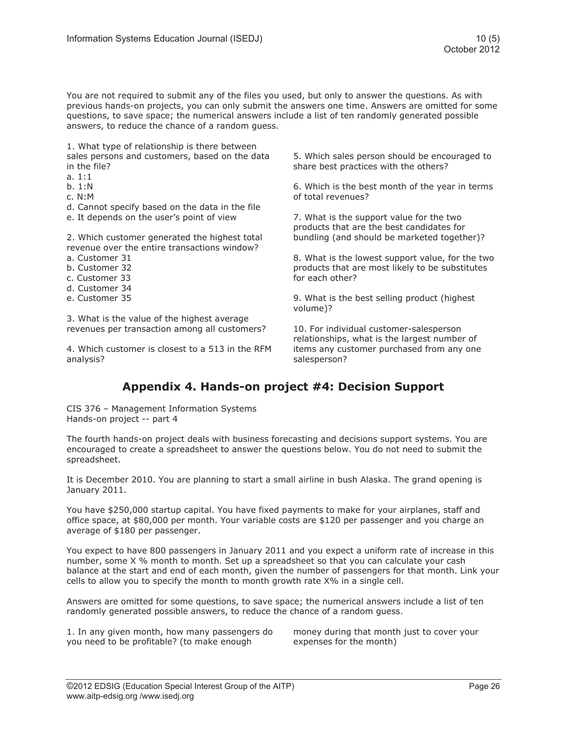You are not required to submit any of the files you used, but only to answer the questions. As with previous hands-on projects, you can only submit the answers one time. Answers are omitted for some questions, to save space; the numerical answers include a list of ten randomly generated possible answers, to reduce the chance of a random guess.

1. What type of relationship is there between sales persons and customers, based on the data in the file?
a. 1:1
b. 1:N
c. N:M
d. Cannot specify based on the data in the file
e. It depends on the user's point of view

2. Which customer generated the highest total revenue over the entire transactions window?
a. Customer 31
b. Customer 32
c. Customer 33
d. Customer 34
e. Customer 35

3. What is the value of the highest average revenues per transaction among all customers?

4. Which customer is closest to a 513 in the RFM analysis?

5. Which sales person should be encouraged to share best practices with the others?

6. Which is the best month of the year in terms of total revenues?

7. What is the support value for the two products that are the best candidates for bundling (and should be marketed together)?

8. What is the lowest support value, for the two products that are most likely to be substitutes for each other?

9. What is the best selling product (highest volume)?

10. For individual customer-salesperson relationships, what is the largest number of items any customer purchased from any one salesperson?

## Appendix 4. Hands-on project #4: Decision Support

CIS 376 – Management Information Systems
Hands-on project -- part 4

The fourth hands-on project deals with business forecasting and decisions support systems. You are encouraged to create a spreadsheet to answer the questions below. You do not need to submit the spreadsheet.

It is December 2010. You are planning to start a small airline in bush Alaska. The grand opening is January 2011.

You have $250,000 startup capital. You have fixed payments to make for your airplanes, staff and office space, at $80,000 per month. Your variable costs are $120 per passenger and you charge an average of $180 per passenger.

You expect to have 800 passengers in January 2011 and you expect a uniform rate of increase in this number, some X % month to month. Set up a spreadsheet so that you can calculate your cash balance at the start and end of each month, given the number of passengers for that month. Link your cells to allow you to specify the month to month growth rate X% in a single cell.

Answers are omitted for some questions, to save space; the numerical answers include a list of ten randomly generated possible answers, to reduce the chance of a random guess.

1. In any given month, how many passengers do you need to be profitable? (to make enough money during that month just to cover your expenses for the month)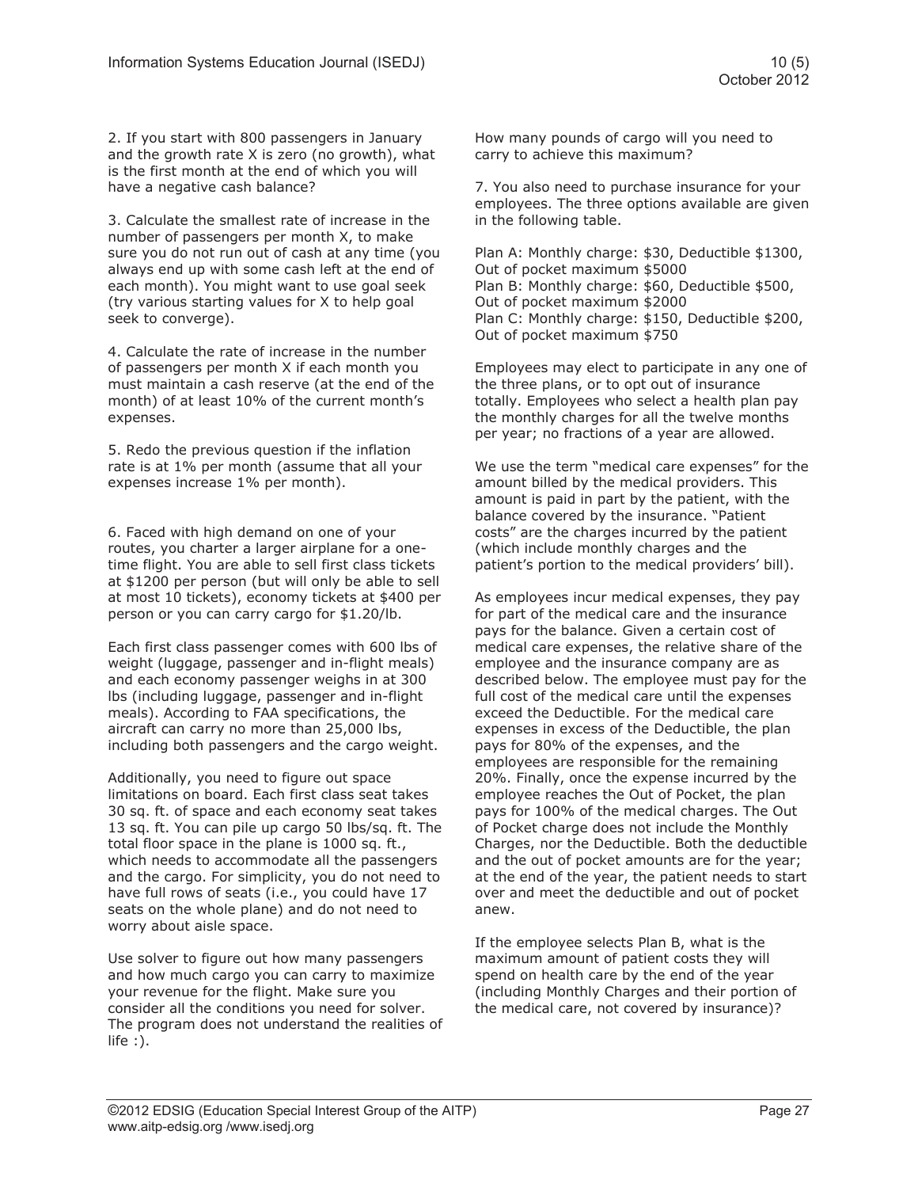2. If you start with 800 passengers in January and the growth rate X is zero (no growth), what is the first month at the end of which you will have a negative cash balance?

3. Calculate the smallest rate of increase in the number of passengers per month X, to make sure you do not run out of cash at any time (you always end up with some cash left at the end of each month). You might want to use goal seek (try various starting values for X to help goal seek to converge).

4. Calculate the rate of increase in the number of passengers per month X if each month you must maintain a cash reserve (at the end of the month) of at least 10% of the current month's expenses.

5. Redo the previous question if the inflation rate is at 1% per month (assume that all your expenses increase 1% per month).

6. Faced with high demand on one of your routes, you charter a larger airplane for a one-time flight. You are able to sell first class tickets at $1200 per person (but will only be able to sell at most 10 tickets), economy tickets at $400 per person or you can carry cargo for $1.20/lb.

Each first class passenger comes with 600 lbs of weight (luggage, passenger and in-flight meals) and each economy passenger weighs in at 300 lbs (including luggage, passenger and in-flight meals). According to FAA specifications, the aircraft can carry no more than 25,000 lbs, including both passengers and the cargo weight.

Additionally, you need to figure out space limitations on board. Each first class seat takes 30 sq. ft. of space and each economy seat takes 13 sq. ft. You can pile up cargo 50 lbs/sq. ft. The total floor space in the plane is 1000 sq. ft., which needs to accommodate all the passengers and the cargo. For simplicity, you do not need to have full rows of seats (i.e., you could have 17 seats on the whole plane) and do not need to worry about aisle space.

Use solver to figure out how many passengers and how much cargo you can carry to maximize your revenue for the flight. Make sure you consider all the conditions you need for solver. The program does not understand the realities of life :).

How many pounds of cargo will you need to carry to achieve this maximum?

7. You also need to purchase insurance for your employees. The three options available are given in the following table.

Plan A: Monthly charge: $30, Deductible $1300, Out of pocket maximum $5000
Plan B: Monthly charge: $60, Deductible $500, Out of pocket maximum $2000
Plan C: Monthly charge: $150, Deductible $200, Out of pocket maximum $750

Employees may elect to participate in any one of the three plans, or to opt out of insurance totally. Employees who select a health plan pay the monthly charges for all the twelve months per year; no fractions of a year are allowed.

We use the term "medical care expenses" for the amount billed by the medical providers. This amount is paid in part by the patient, with the balance covered by the insurance. "Patient costs" are the charges incurred by the patient (which include monthly charges and the patient's portion to the medical providers' bill).

As employees incur medical expenses, they pay for part of the medical care and the insurance pays for the balance. Given a certain cost of medical care expenses, the relative share of the employee and the insurance company are as described below. The employee must pay for the full cost of the medical care until the expenses exceed the Deductible. For the medical care expenses in excess of the Deductible, the plan pays for 80% of the expenses, and the employees are responsible for the remaining 20%. Finally, once the expense incurred by the employee reaches the Out of Pocket, the plan pays for 100% of the medical charges. The Out of Pocket charge does not include the Monthly Charges, nor the Deductible. Both the deductible and the out of pocket amounts are for the year; at the end of the year, the patient needs to start over and meet the deductible and out of pocket anew.

If the employee selects Plan B, what is the maximum amount of patient costs they will spend on health care by the end of the year (including Monthly Charges and their portion of the medical care, not covered by insurance)?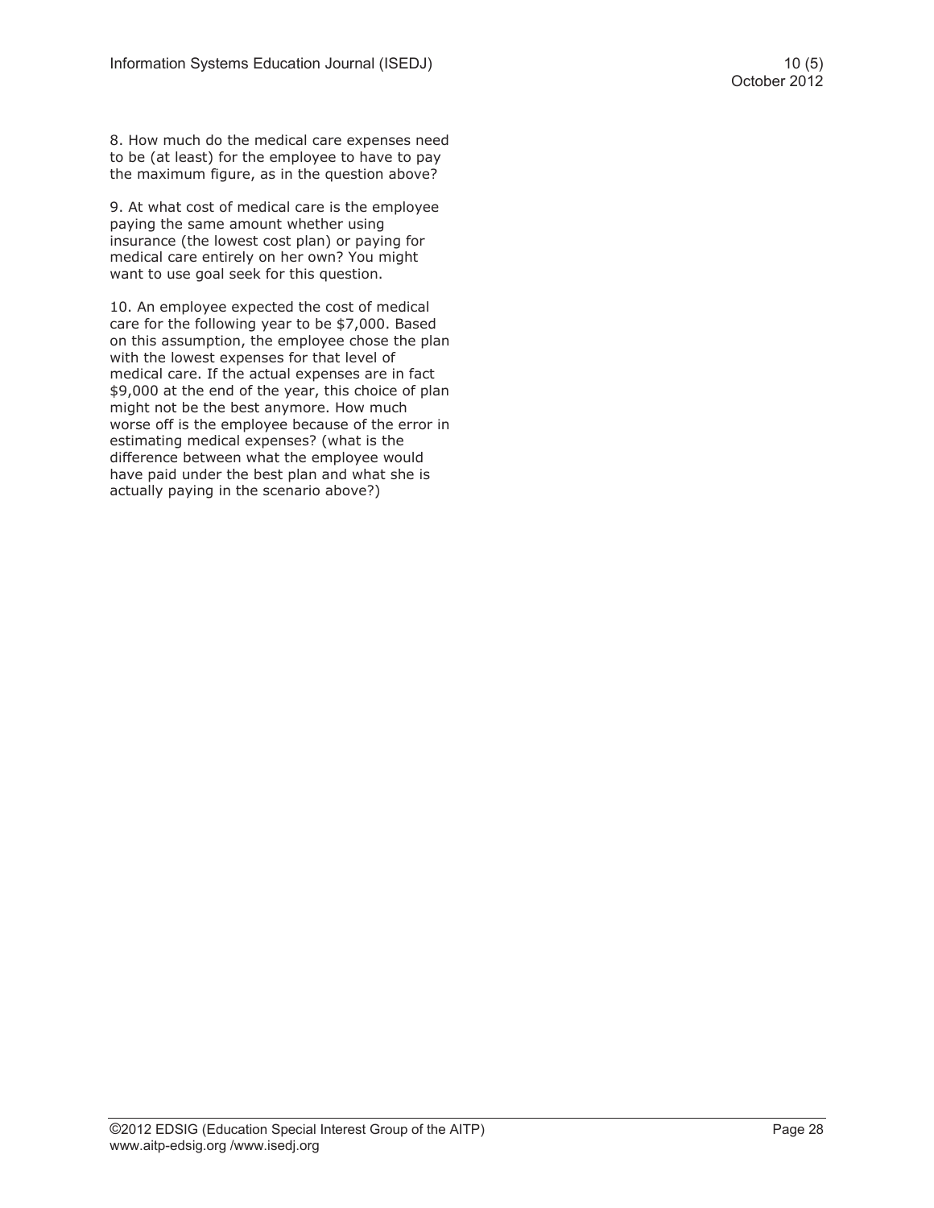8. How much do the medical care expenses need to be (at least) for the employee to have to pay the maximum figure, as in the question above?

9. At what cost of medical care is the employee paying the same amount whether using insurance (the lowest cost plan) or paying for medical care entirely on her own? You might want to use goal seek for this question.

10. An employee expected the cost of medical care for the following year to be $7,000. Based on this assumption, the employee chose the plan with the lowest expenses for that level of medical care. If the actual expenses are in fact $9,000 at the end of the year, this choice of plan might not be the best anymore. How much worse off is the employee because of the error in estimating medical expenses? (what is the difference between what the employee would have paid under the best plan and what she is actually paying in the scenario above?)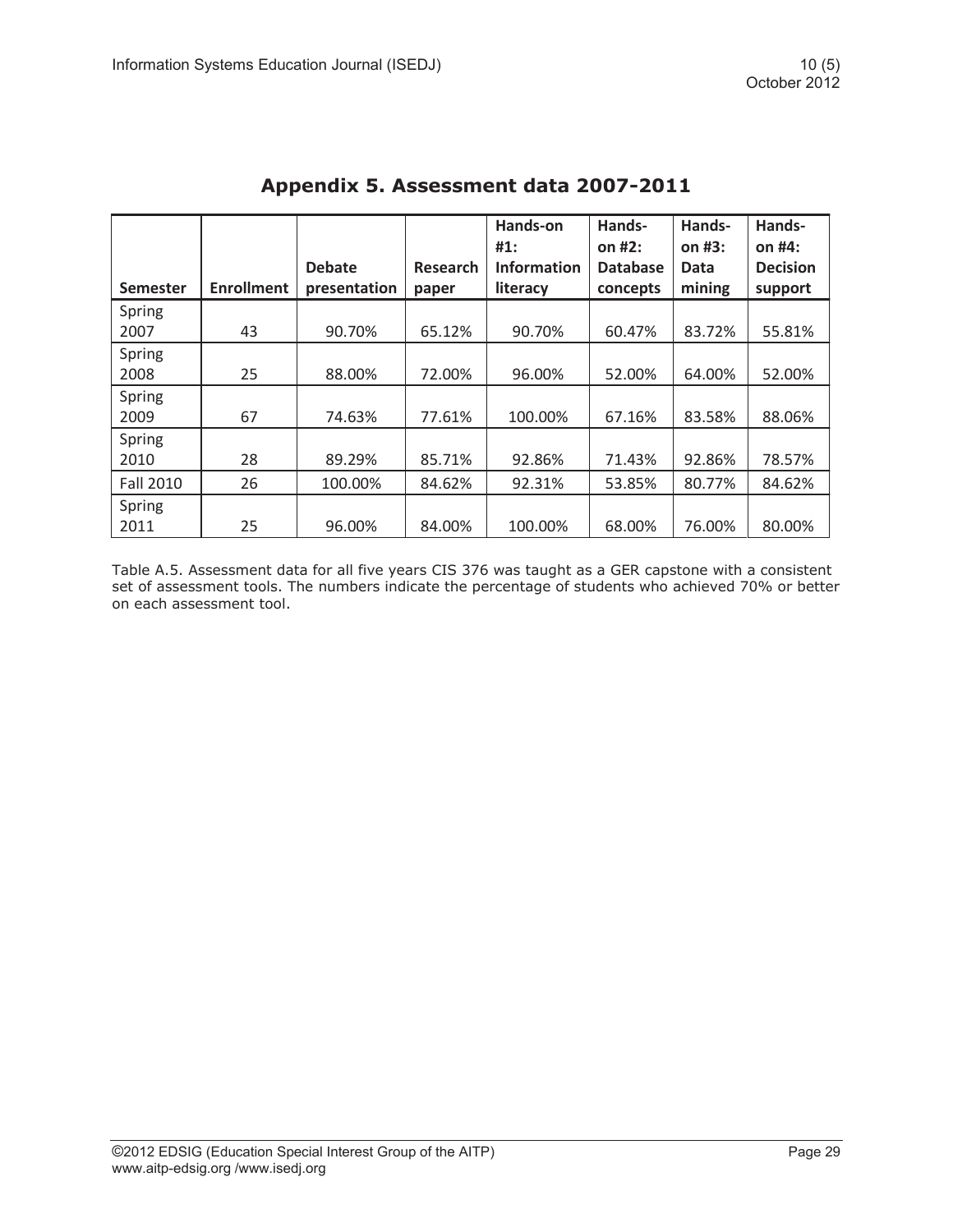## Appendix 5. Assessment data 2007-2011

| Semester | Enrollment | Debate presentation | Research paper | Hands-on #1: Information literacy | Hands-on #2: Database concepts | Hands-on #3: Data mining | Hands-on #4: Decision support |
|---|---|---|---|---|---|---|---|
| Spring 2007 | 43 | 90.70% | 65.12% | 90.70% | 60.47% | 83.72% | 55.81% |
| Spring 2008 | 25 | 88.00% | 72.00% | 96.00% | 52.00% | 64.00% | 52.00% |
| Spring 2009 | 67 | 74.63% | 77.61% | 100.00% | 67.16% | 83.58% | 88.06% |
| Spring 2010 | 28 | 89.29% | 85.71% | 92.86% | 71.43% | 92.86% | 78.57% |
| Fall 2010 | 26 | 100.00% | 84.62% | 92.31% | 53.85% | 80.77% | 84.62% |
| Spring 2011 | 25 | 96.00% | 84.00% | 100.00% | 68.00% | 76.00% | 80.00% |

Table A.5. Assessment data for all five years CIS 376 was taught as a GER capstone with a consistent set of assessment tools. The numbers indicate the percentage of students who achieved 70% or better on each assessment tool.